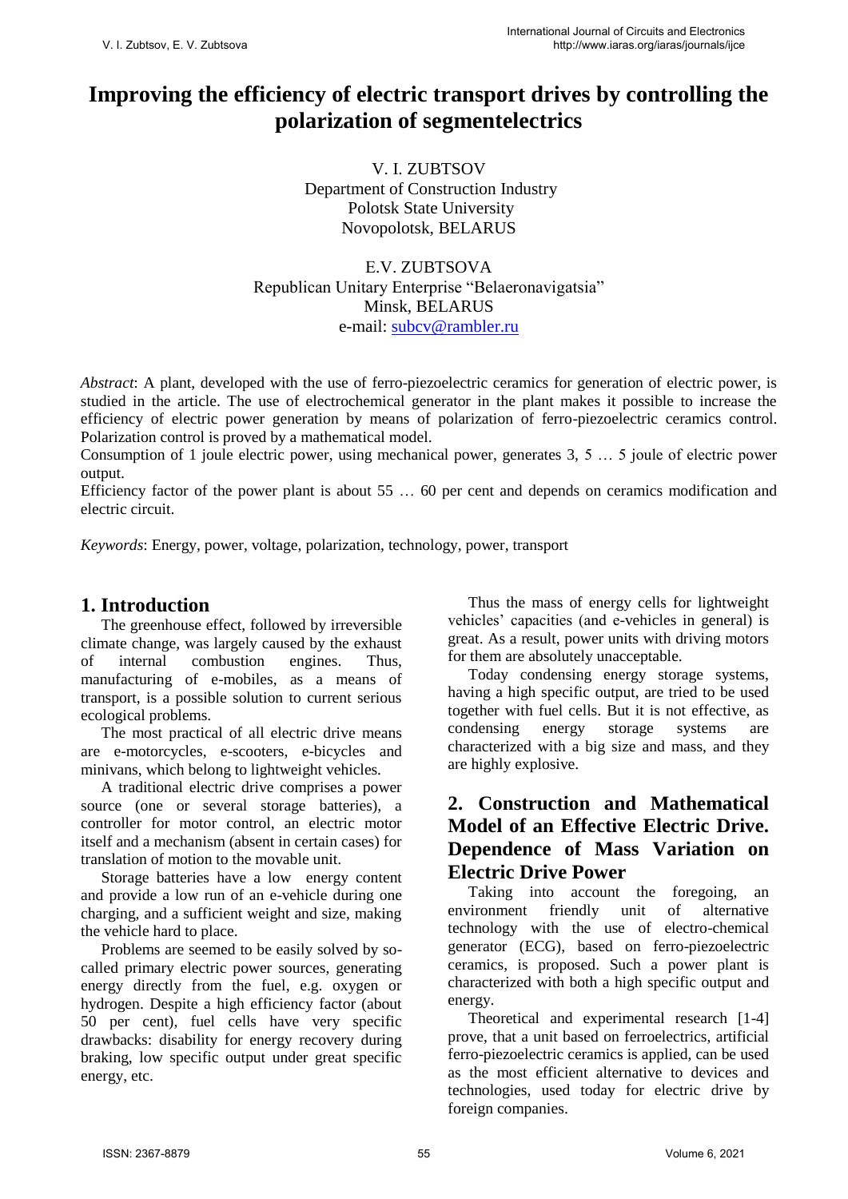# Improving the efficiency of electric transport drives by controlling the polarization of segmentelectrics

V. I. ZUBTSOV
Department of Construction Industry
Polotsk State University
Novopolotsk, BELARUS

E.V. ZUBTSOVA
Republican Unitary Enterprise "Belaeronavigatsia"
Minsk, BELARUS
e-mail: subcv@rambler.ru

*Abstract*: A plant, developed with the use of ferro-piezoelectric ceramics for generation of electric power, is studied in the article. The use of electrochemical generator in the plant makes it possible to increase the efficiency of electric power generation by means of polarization of ferro-piezoelectric ceramics control. Polarization control is proved by a mathematical model.
Consumption of 1 joule electric power, using mechanical power, generates 3, 5 … 5 joule of electric power output.
Efficiency factor of the power plant is about 55 … 60 per cent and depends on ceramics modification and electric circuit.

*Keywords*: Energy, power, voltage, polarization, technology, power, transport

## 1. Introduction

The greenhouse effect, followed by irreversible climate change, was largely caused by the exhaust of internal combustion engines. Thus, manufacturing of e-mobiles, as a means of transport, is a possible solution to current serious ecological problems.

The most practical of all electric drive means are e-motorcycles, e-scooters, e-bicycles and minivans, which belong to lightweight vehicles.

A traditional electric drive comprises a power source (one or several storage batteries), a controller for motor control, an electric motor itself and a mechanism (absent in certain cases) for translation of motion to the movable unit.

Storage batteries have a low energy content and provide a low run of an e-vehicle during one charging, and a sufficient weight and size, making the vehicle hard to place.

Problems are seemed to be easily solved by so-called primary electric power sources, generating energy directly from the fuel, e.g. oxygen or hydrogen. Despite a high efficiency factor (about 50 per cent), fuel cells have very specific drawbacks: disability for energy recovery during braking, low specific output under great specific energy, etc.

Thus the mass of energy cells for lightweight vehicles' capacities (and e-vehicles in general) is great. As a result, power units with driving motors for them are absolutely unacceptable.

Today condensing energy storage systems, having a high specific output, are tried to be used together with fuel cells. But it is not effective, as condensing energy storage systems are characterized with a big size and mass, and they are highly explosive.

## 2. Construction and Mathematical Model of an Effective Electric Drive. Dependence of Mass Variation on Electric Drive Power

Taking into account the foregoing, an environment friendly unit of alternative technology with the use of electro-chemical generator (ECG), based on ferro-piezoelectric ceramics, is proposed. Such a power plant is characterized with both a high specific output and energy.

Theoretical and experimental research [1-4] prove, that a unit based on ferroelectrics, artificial ferro-piezoelectric ceramics is applied, can be used as the most efficient alternative to devices and technologies, used today for electric drive by foreign companies.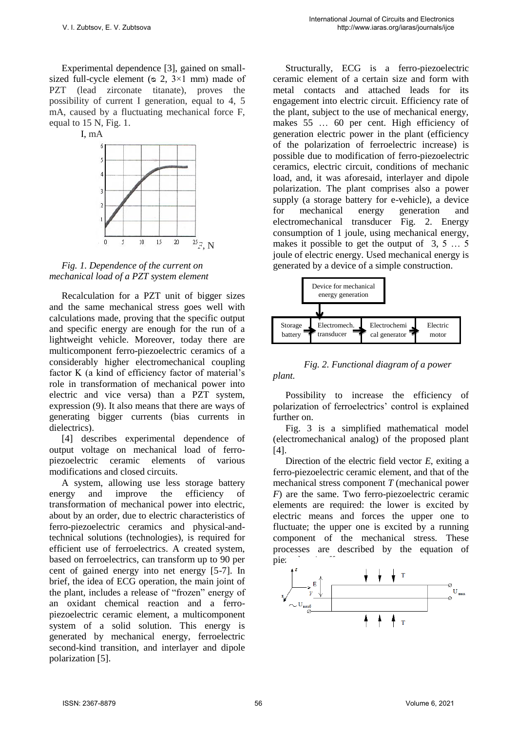Experimental dependence [3], gained on small-sized full-cycle element (⌀ 2, 3×1 mm) made of PZT (lead zirconate titanate), proves the possibility of current I generation, equal to 4, 5 mA, caused by a fluctuating mechanical force F, equal to 15 N, Fig. 1.

*Fig. 1. Dependence of the current on mechanical load of a PZT system element*

Recalculation for a PZT unit of bigger sizes and the same mechanical stress goes well with calculations made, proving that the specific output and specific energy are enough for the run of a lightweight vehicle. Moreover, today there are multicomponent ferro-piezoelectric ceramics of a considerably higher electromechanical coupling factor K (a kind of efficiency factor of material's role in transformation of mechanical power into electric and vice versa) than a PZT system, expression (9). It also means that there are ways of generating bigger currents (bias currents in dielectrics).

[4] describes experimental dependence of output voltage on mechanical load of ferro-piezoelectric ceramic elements of various modifications and closed circuits.

A system, allowing use less storage battery energy and improve the efficiency of transformation of mechanical power into electric, about by an order, due to electric characteristics of ferro-piezoelectric ceramics and physical-and-technical solutions (technologies), is required for efficient use of ferroelectrics. A created system, based on ferroelectrics, can transform up to 90 per cent of gained energy into net energy [5-7]. In brief, the idea of ECG operation, the main joint of the plant, includes a release of "frozen" energy of an oxidant chemical reaction and a ferro-piezoelectric ceramic element, a multicomponent system of a solid solution. This energy is generated by mechanical energy, ferroelectric second-kind transition, and interlayer and dipole polarization [5].

Structurally, ECG is a ferro-piezoelectric ceramic element of a certain size and form with metal contacts and attached leads for its engagement into electric circuit. Efficiency rate of the plant, subject to the use of mechanical energy, makes 55 … 60 per cent. High efficiency of generation electric power in the plant (efficiency of the polarization of ferroelectric increase) is possible due to modification of ferro-piezoelectric ceramics, electric circuit, conditions of mechanic load, and, it was aforesaid, interlayer and dipole polarization. The plant comprises also a power supply (a storage battery for e-vehicle), a device for mechanical energy generation and electromechanical transducer Fig. 2. Energy consumption of 1 joule, using mechanical energy, makes it possible to get the output of 3, 5 … 5 joule of electric energy. Used mechanical energy is generated by a device of a simple construction.

*Fig. 2. Functional diagram of a power plant.*

Possibility to increase the efficiency of polarization of ferroelectrics' control is explained further on.

Fig. 3 is a simplified mathematical model (electromechanical analog) of the proposed plant [4].

Direction of the electric field vector *E*, exiting a ferro-piezoelectric ceramic element, and that of the mechanical stress component *T* (mechanical power *F*) are the same. Two ferro-piezoelectric ceramic elements are required: the lower is excited by electric means and forces the upper one to fluctuate; the upper one is excited by a running component of the mechanical stress. These processes are described by the equation of pie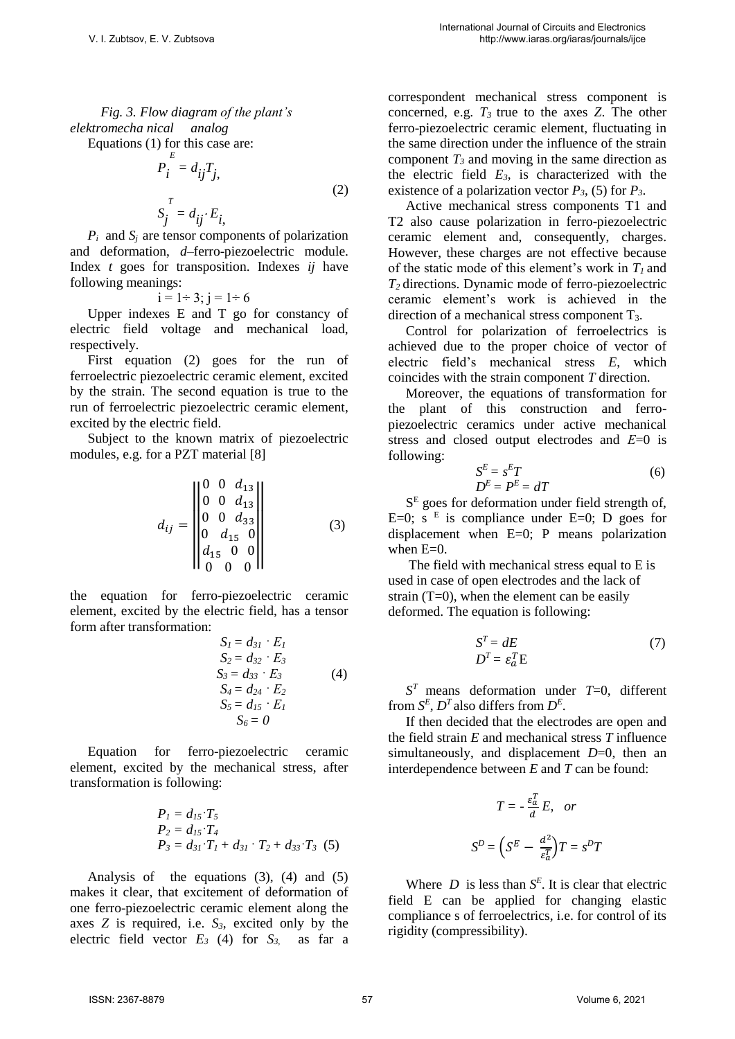*Fig. 3. Flow diagram of the plant's elektromecha nical analog*

Equations (1) for this case are:

$$P_i^E = d_{ij}T_j,$$
$$S_j^T = d_{ij} \cdot E_i, \qquad (2)$$

$P_i$ and $S_j$ are tensor components of polarization and deformation, *d*–ferro-piezoelectric module. Index *t* goes for transposition. Indexes *ij* have following meanings:

$$i = 1 \div 3;\ j = 1 \div 6$$

Upper indexes E and T go for constancy of electric field voltage and mechanical load, respectively.

First equation (2) goes for the run of ferroelectric piezoelectric ceramic element, excited by the strain. The second equation is true to the run of ferroelectric piezoelectric ceramic element, excited by the electric field.

Subject to the known matrix of piezoelectric modules, e.g. for a PZT material [8]

$$d_{ij} = \begin{Vmatrix} 0 & 0 & d_{13} \\ 0 & 0 & d_{13} \\ 0 & 0 & d_{33} \\ 0 & d_{15} & 0 \\ d_{15} & 0 & 0 \\ 0 & 0 & 0 \end{Vmatrix} \qquad (3)$$

the equation for ferro-piezoelectric ceramic element, excited by the electric field, has a tensor form after transformation:

$$\begin{gathered} S_1 = d_{31} \cdot E_1 \\ S_2 = d_{32} \cdot E_3 \\ S_3 = d_{33} \cdot E_3 \\ S_4 = d_{24} \cdot E_2 \\ S_5 = d_{15} \cdot E_1 \\ S_6 = 0 \end{gathered} \qquad (4)$$

Equation for ferro-piezoelectric ceramic element, excited by the mechanical stress, after transformation is following:

$$\begin{aligned} P_1 &= d_{15} \cdot T_5 \\ P_2 &= d_{15} \cdot T_4 \\ P_3 &= d_{31} \cdot T_1 + d_{31} \cdot T_2 + d_{33} \cdot T_3 \end{aligned} \qquad (5)$$

Analysis of the equations (3), (4) and (5) makes it clear, that excitement of deformation of one ferro-piezoelectric ceramic element along the axes *Z* is required, i.e. $S_3$, excited only by the electric field vector $E_3$ (4) for $S_3$, as far a correspondent mechanical stress component is concerned, e.g. $T_3$ true to the axes *Z*. The other ferro-piezoelectric ceramic element, fluctuating in the same direction under the influence of the strain component $T_3$ and moving in the same direction as the electric field $E_3$, is characterized with the existence of a polarization vector $P_3$, (5) for $P_3$.

Active mechanical stress components T1 and T2 also cause polarization in ferro-piezoelectric ceramic element and, consequently, charges. However, these charges are not effective because of the static mode of this element's work in $T_1$ and $T_2$ directions. Dynamic mode of ferro-piezoelectric ceramic element's work is achieved in the direction of a mechanical stress component $T_3$.

Control for polarization of ferroelectrics is achieved due to the proper choice of vector of electric field's mechanical stress *E*, which coincides with the strain component *T* direction.

Moreover, the equations of transformation for the plant of this construction and ferro-piezoelectric ceramics under active mechanical stress and closed output electrodes and *E*=0 is following:

$$\begin{gathered} S^E = s^E T \\ D^E = P^E = dT \end{gathered} \qquad (6)$$

$S^E$ goes for deformation under field strength of, E=0; $s^E$ is compliance under E=0; D goes for displacement when E=0; P means polarization when E=0.

The field with mechanical stress equal to E is used in case of open electrodes and the lack of strain (T=0), when the element can be easily deformed. The equation is following:

$$\begin{gathered} S^T = dE \\ D^T = \varepsilon_a^T \mathrm{E} \end{gathered} \qquad (7)$$

$S^T$ means deformation under *T*=0, different from $S^E$, $D^T$ also differs from $D^E$.

If then decided that the electrodes are open and the field strain *E* and mechanical stress *T* influence simultaneously, and displacement *D*=0, then an interdependence between *E* and *T* can be found:

$$T = -\frac{\varepsilon_a^T}{d}E, \quad or$$

$$S^D = \left(S^E - \frac{d^2}{\varepsilon_a^T}\right)T = s^D T$$

Where *D* is less than $S^E$. It is clear that electric field E can be applied for changing elastic compliance s of ferroelectrics, i.e. for control of its rigidity (compressibility).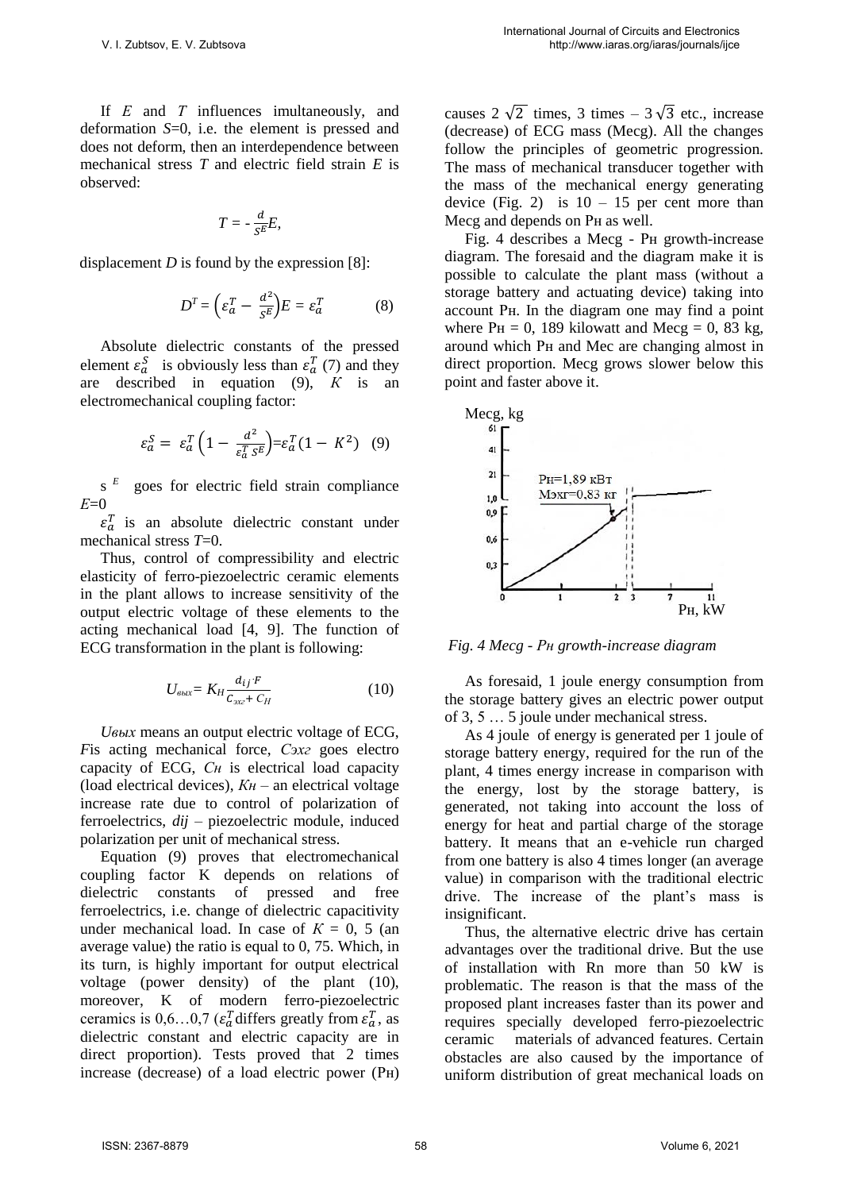If $E$ and $T$ influences imultaneously, and deformation $S$=0, i.e. the element is pressed and does not deform, then an interdependence between mechanical stress $T$ and electric field strain $E$ is observed:

$$T = -\frac{d}{s^E}E,$$

displacement $D$ is found by the expression [8]:

$$D^T = \left(\varepsilon_a^T - \frac{d^2}{s^E}\right)E = \varepsilon_a^T \qquad (8)$$

Absolute dielectric constants of the pressed element $\varepsilon_a^S$ is obviously less than $\varepsilon_a^T$ (7) and they are described in equation (9), $K$ is an electromechanical coupling factor:

$$\varepsilon_a^S = \varepsilon_a^T\left(1 - \frac{d^2}{\varepsilon_a^T s^E}\right) = \varepsilon_a^T(1 - K^2) \quad (9)$$

$s^E$ goes for electric field strain compliance $E$=0

$\varepsilon_a^T$ is an absolute dielectric constant under mechanical stress $T$=0.

Thus, control of compressibility and electric elasticity of ferro-piezoelectric ceramic elements in the plant allows to increase sensitivity of the output electric voltage of these elements to the acting mechanical load [4, 9]. The function of ECG transformation in the plant is following:

$$U_{вых} = K_H \frac{d_{ij} \cdot F}{C_{эхг} + C_H} \qquad (10)$$

*Uвых* means an output electric voltage of ECG, *F*is acting mechanical force, *Cэхг* goes electro capacity of ECG, *Cн* is electrical load capacity (load electrical devices), *Kн* – an electrical voltage increase rate due to control of polarization of ferroelectrics, *dij* – piezoelectric module, induced polarization per unit of mechanical stress.

Equation (9) proves that electromechanical coupling factor K depends on relations of dielectric constants of pressed and free ferroelectrics, i.e. change of dielectric capacitivity under mechanical load. In case of $K$ = 0, 5 (an average value) the ratio is equal to 0, 75. Which, in its turn, is highly important for output electrical voltage (power density) of the plant (10), moreover, K of modern ferro-piezoelectric ceramics is 0,6…0,7 ($\varepsilon_a^T$ differs greatly from $\varepsilon_a^T$, as dielectric constant and electric capacity are in direct proportion). Tests proved that 2 times increase (decrease) of a load electric power (Pн) causes 2 $\sqrt{2}$ times, 3 times – 3 $\sqrt{3}$ etc., increase (decrease) of ECG mass (Mecg). All the changes follow the principles of geometric progression. The mass of mechanical transducer together with the mass of the mechanical energy generating device (Fig. 2) is 10 – 15 per cent more than Mecg and depends on Pн as well.

Fig. 4 describes a Mecg - Pн growth-increase diagram. The foresaid and the diagram make it is possible to calculate the plant mass (without a storage battery and actuating device) taking into account Pн. In the diagram one may find a point where Pн = 0, 189 kilowatt and Mecg = 0, 83 kg, around which Pн and Mec are changing almost in direct proportion. Mecg grows slower below this point and faster above it.

*Fig. 4 Mecg - Pн growth-increase diagram*

As foresaid, 1 joule energy consumption from the storage battery gives an electric power output of 3, 5 … 5 joule under mechanical stress.

As 4 joule of energy is generated per 1 joule of storage battery energy, required for the run of the plant, 4 times energy increase in comparison with the energy, lost by the storage battery, is generated, not taking into account the loss of energy for heat and partial charge of the storage battery. It means that an e-vehicle run charged from one battery is also 4 times longer (an average value) in comparison with the traditional electric drive. The increase of the plant's mass is insignificant.

Thus, the alternative electric drive has certain advantages over the traditional drive. But the use of installation with Rn more than 50 kW is problematic. The reason is that the mass of the proposed plant increases faster than its power and requires specially developed ferro-piezoelectric ceramic materials of advanced features. Certain obstacles are also caused by the importance of uniform distribution of great mechanical loads on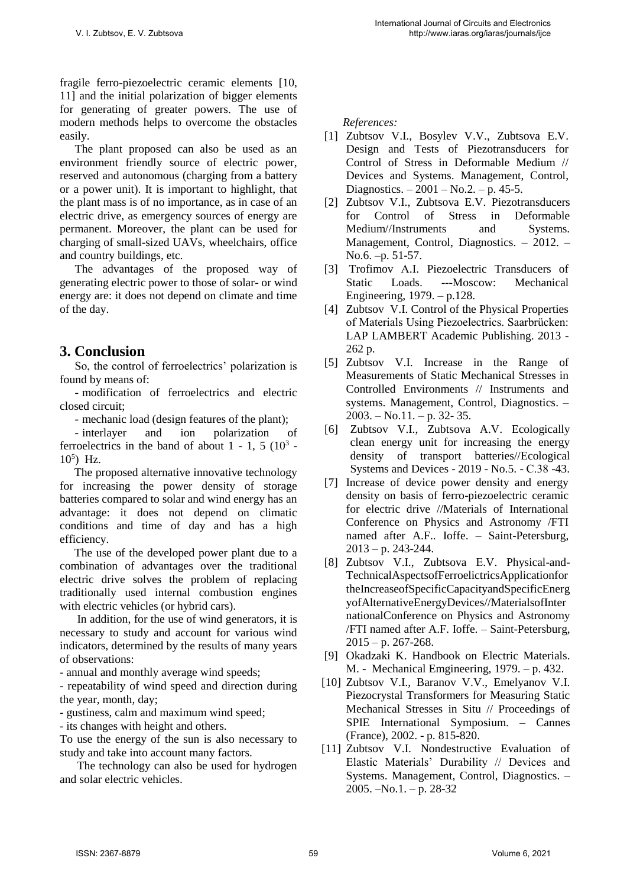fragile ferro-piezoelectric ceramic elements [10, 11] and the initial polarization of bigger elements for generating of greater powers. The use of modern methods helps to overcome the obstacles easily.

The plant proposed can also be used as an environment friendly source of electric power, reserved and autonomous (charging from a battery or a power unit). It is important to highlight, that the plant mass is of no importance, as in case of an electric drive, as emergency sources of energy are permanent. Moreover, the plant can be used for charging of small-sized UAVs, wheelchairs, office and country buildings, etc.

The advantages of the proposed way of generating electric power to those of solar- or wind energy are: it does not depend on climate and time of the day.

## 3. Conclusion

So, the control of ferroelectrics' polarization is found by means of:

- modification of ferroelectrics and electric closed circuit;
- mechanic load (design features of the plant);
- interlayer and ion polarization of ferroelectrics in the band of about 1 - 1, 5 ($10^3$ - $10^5$) Hz.

The proposed alternative innovative technology for increasing the power density of storage batteries compared to solar and wind energy has an advantage: it does not depend on climatic conditions and time of day and has a high efficiency.

The use of the developed power plant due to a combination of advantages over the traditional electric drive solves the problem of replacing traditionally used internal combustion engines with electric vehicles (or hybrid cars).

In addition, for the use of wind generators, it is necessary to study and account for various wind indicators, determined by the results of many years of observations:

- annual and monthly average wind speeds;
- repeatability of wind speed and direction during the year, month, day;
- gustiness, calm and maximum wind speed;
- its changes with height and others.

To use the energy of the sun is also necessary to study and take into account many factors.

The technology can also be used for hydrogen and solar electric vehicles.

*References:*

[1] Zubtsov V.I., Bosylev V.V., Zubtsova E.V. Design and Tests of Piezotransducers for Control of Stress in Deformable Medium // Devices and Systems. Management, Control, Diagnostics. – 2001 – No.2. – p. 45-5.

[2] Zubtsov V.I., Zubtsova E.V. Piezotransducers for Control of Stress in Deformable Medium//Instruments and Systems. Management, Control, Diagnostics. – 2012. – No.6. –p. 51-57.

[3] Trofimov A.I. Piezoelectric Transducers of Static Loads. ---Moscow: Mechanical Engineering, 1979. – p.128.

[4] Zubtsov V.I. Control of the Physical Properties of Materials Using Piezoelectrics. Saarbrücken: LAP LAMBERT Academic Publishing. 2013 - 262 p.

[5] Zubtsov V.I. Increase in the Range of Measurements of Static Mechanical Stresses in Controlled Environments // Instruments and systems. Management, Control, Diagnostics. – 2003. – No.11. – p. 32- 35.

[6] Zubtsov V.I., Zubtsova A.V. Ecologically clean energy unit for increasing the energy density of transport batteries//Ecological Systems and Devices - 2019 - No.5. - C.38 -43.

[7] Increase of device power density and energy density on basis of ferro-piezoelectric ceramic for electric drive //Materials of International Conference on Physics and Astronomy /FTI named after A.F.. Ioffe. – Saint-Petersburg, 2013 – p. 243-244.

[8] Zubtsov V.I., Zubtsova E.V. Physical-and-TechnicalAspectsofFerroelictricsApplicationfor theIncreaseofSpecificCapacityandSpecificEnerg yofAlternativeEnergyDevices//MaterialsofInter nationalConference on Physics and Astronomy /FTI named after A.F. Ioffe. – Saint-Petersburg, 2015 – p. 267-268.

[9] Okadzaki K. Handbook on Electric Materials. M. - Mechanical Emgineering, 1979. – p. 432.

[10] Zubtsov V.I., Baranov V.V., Emelyanov V.I. Piezocrystal Transformers for Measuring Static Mechanical Stresses in Situ // Proceedings of SPIE International Symposium. – Cannes (France), 2002. - p. 815-820.

[11] Zubtsov V.I. Nondestructive Evaluation of Elastic Materials' Durability // Devices and Systems. Management, Control, Diagnostics. – 2005. –No.1. – p. 28-32